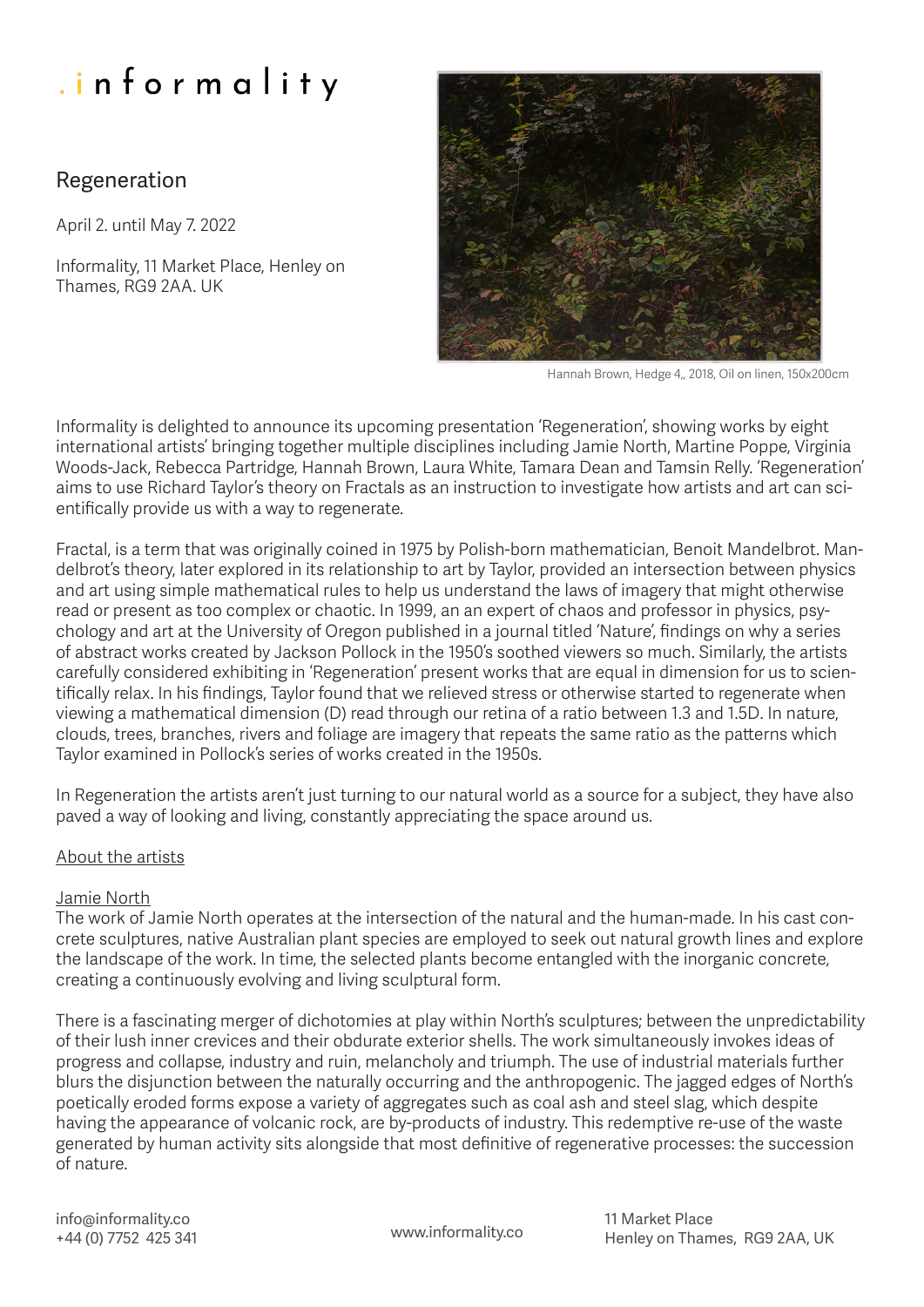.informality

## Regeneration

April 2. until May 7. 2022

Informality, 11 Market Place, Henley on Thames, RG9 2AA. UK

Hannah Brown, Hedge 4,, 2018, Oil on linen, 150x200cm

Informality is delighted to announce its upcoming presentation 'Regeneration', showing works by eight international artists' bringing together multiple disciplines including Jamie North, Martine Poppe, Virginia Woods-Jack, Rebecca Partridge, Hannah Brown, Laura White, Tamara Dean and Tamsin Relly. 'Regeneration' aims to use Richard Taylor's theory on Fractals as an instruction to investigate how artists and art can scientifically provide us with a way to regenerate.

Fractal, is a term that was originally coined in 1975 by Polish-born mathematician, Benoit Mandelbrot. Mandelbrot's theory, later explored in its relationship to art by Taylor, provided an intersection between physics and art using simple mathematical rules to help us understand the laws of imagery that might otherwise read or present as too complex or chaotic. In 1999, an an expert of chaos and professor in physics, psychology and art at the University of Oregon published in a journal titled 'Nature', findings on why a series of abstract works created by Jackson Pollock in the 1950's soothed viewers so much. Similarly, the artists carefully considered exhibiting in 'Regeneration' present works that are equal in dimension for us to scientifically relax. In his findings, Taylor found that we relieved stress or otherwise started to regenerate when viewing a mathematical dimension (D) read through our retina of a ratio between 1.3 and 1.5D. In nature, clouds, trees, branches, rivers and foliage are imagery that repeats the same ratio as the patterns which Taylor examined in Pollock's series of works created in the 1950s.

In Regeneration the artists aren't just turning to our natural world as a source for a subject, they have also paved a way of looking and living, constantly appreciating the space around us.

### About the artists

#### Jamie North

The work of Jamie North operates at the intersection of the natural and the human-made. In his cast concrete sculptures, native Australian plant species are employed to seek out natural growth lines and explore the landscape of the work. In time, the selected plants become entangled with the inorganic concrete, creating a continuously evolving and living sculptural form.

There is a fascinating merger of dichotomies at play within North's sculptures; between the unpredictability of their lush inner crevices and their obdurate exterior shells. The work simultaneously invokes ideas of progress and collapse, industry and ruin, melancholy and triumph. The use of industrial materials further blurs the disjunction between the naturally occurring and the anthropogenic. The jagged edges of North's poetically eroded forms expose a variety of aggregates such as coal ash and steel slag, which despite having the appearance of volcanic rock, are by-products of industry. This redemptive re-use of the waste generated by human activity sits alongside that most definitive of regenerative processes: the succession of nature.

info@informality.co
+44 (0) 7752 425 341

www.informality.co

11 Market Place
Henley on Thames, RG9 2AA, UK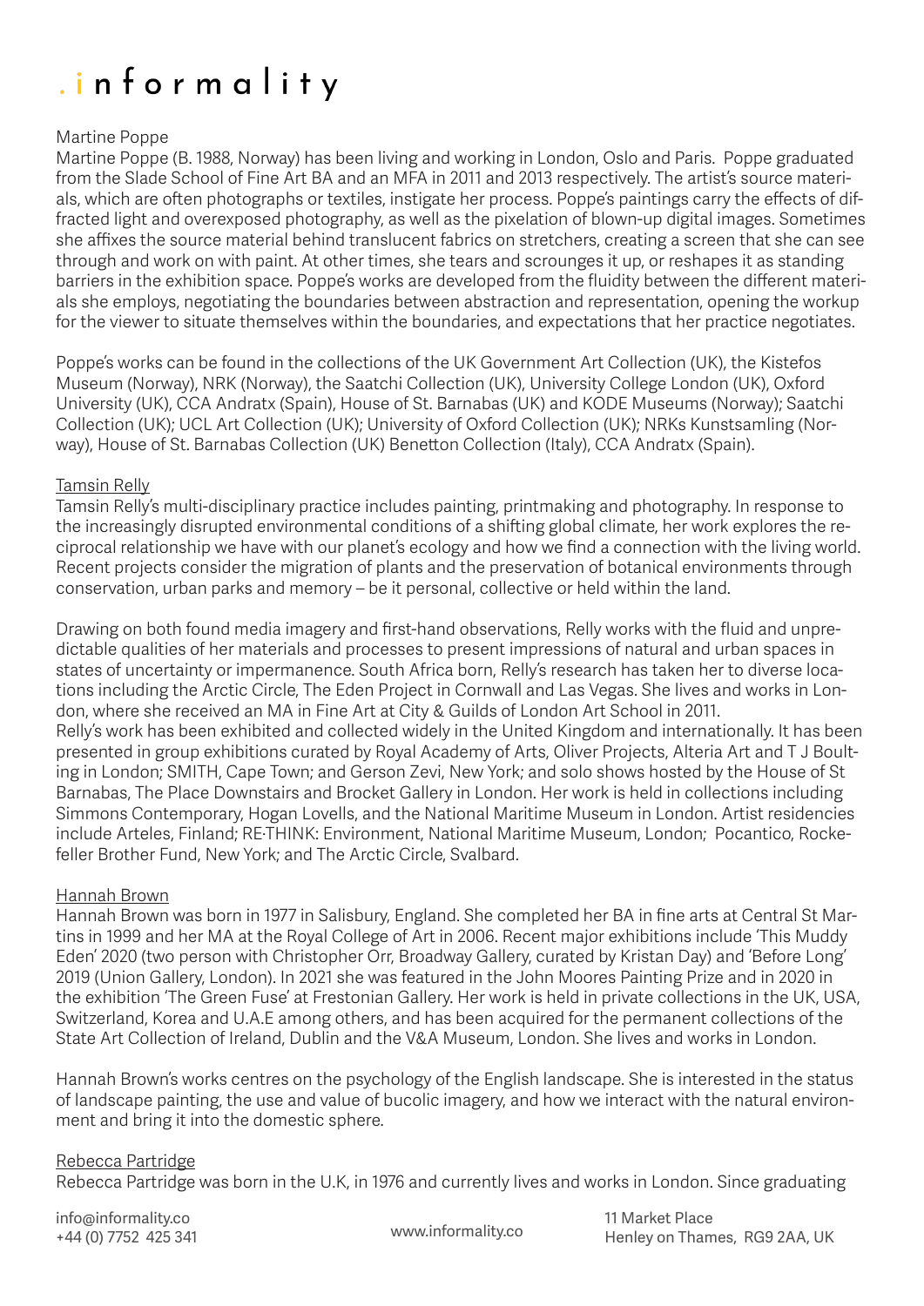# .informality

Martine Poppe

Martine Poppe (B. 1988, Norway) has been living and working in London, Oslo and Paris. Poppe graduated from the Slade School of Fine Art BA and an MFA in 2011 and 2013 respectively. The artist's source materials, which are often photographs or textiles, instigate her process. Poppe's paintings carry the effects of diffracted light and overexposed photography, as well as the pixelation of blown-up digital images. Sometimes she affixes the source material behind translucent fabrics on stretchers, creating a screen that she can see through and work on with paint. At other times, she tears and scrounges it up, or reshapes it as standing barriers in the exhibition space. Poppe's works are developed from the fluidity between the different materials she employs, negotiating the boundaries between abstraction and representation, opening the workup for the viewer to situate themselves within the boundaries, and expectations that her practice negotiates.

Poppe's works can be found in the collections of the UK Government Art Collection (UK), the Kistefos Museum (Norway), NRK (Norway), the Saatchi Collection (UK), University College London (UK), Oxford University (UK), CCA Andratx (Spain), House of St. Barnabas (UK) and KODE Museums (Norway); Saatchi Collection (UK); UCL Art Collection (UK); University of Oxford Collection (UK); NRKs Kunstsamling (Norway), House of St. Barnabas Collection (UK) Benetton Collection (Italy), CCA Andratx (Spain).

Tamsin Relly

Tamsin Relly's multi-disciplinary practice includes painting, printmaking and photography. In response to the increasingly disrupted environmental conditions of a shifting global climate, her work explores the reciprocal relationship we have with our planet's ecology and how we find a connection with the living world. Recent projects consider the migration of plants and the preservation of botanical environments through conservation, urban parks and memory – be it personal, collective or held within the land.

Drawing on both found media imagery and first-hand observations, Relly works with the fluid and unpredictable qualities of her materials and processes to present impressions of natural and urban spaces in states of uncertainty or impermanence. South Africa born, Relly's research has taken her to diverse locations including the Arctic Circle, The Eden Project in Cornwall and Las Vegas. She lives and works in London, where she received an MA in Fine Art at City & Guilds of London Art School in 2011.
Relly's work has been exhibited and collected widely in the United Kingdom and internationally. It has been presented in group exhibitions curated by Royal Academy of Arts, Oliver Projects, Alteria Art and T J Boulting in London; SMITH, Cape Town; and Gerson Zevi, New York; and solo shows hosted by the House of St Barnabas, The Place Downstairs and Brocket Gallery in London. Her work is held in collections including Simmons Contemporary, Hogan Lovells, and the National Maritime Museum in London. Artist residencies include Arteles, Finland; RE·THINK: Environment, National Maritime Museum, London; Pocantico, Rockefeller Brother Fund, New York; and The Arctic Circle, Svalbard.

Hannah Brown

Hannah Brown was born in 1977 in Salisbury, England. She completed her BA in fine arts at Central St Martins in 1999 and her MA at the Royal College of Art in 2006. Recent major exhibitions include 'This Muddy Eden' 2020 (two person with Christopher Orr, Broadway Gallery, curated by Kristan Day) and 'Before Long' 2019 (Union Gallery, London). In 2021 she was featured in the John Moores Painting Prize and in 2020 in the exhibition 'The Green Fuse' at Frestonian Gallery. Her work is held in private collections in the UK, USA, Switzerland, Korea and U.A.E among others, and has been acquired for the permanent collections of the State Art Collection of Ireland, Dublin and the V&A Museum, London. She lives and works in London.

Hannah Brown's works centres on the psychology of the English landscape. She is interested in the status of landscape painting, the use and value of bucolic imagery, and how we interact with the natural environment and bring it into the domestic sphere.

Rebecca Partridge

Rebecca Partridge was born in the U.K, in 1976 and currently lives and works in London. Since graduating

info@informality.co
+44 (0) 7752 425 341

www.informality.co

11 Market Place
Henley on Thames, RG9 2AA, UK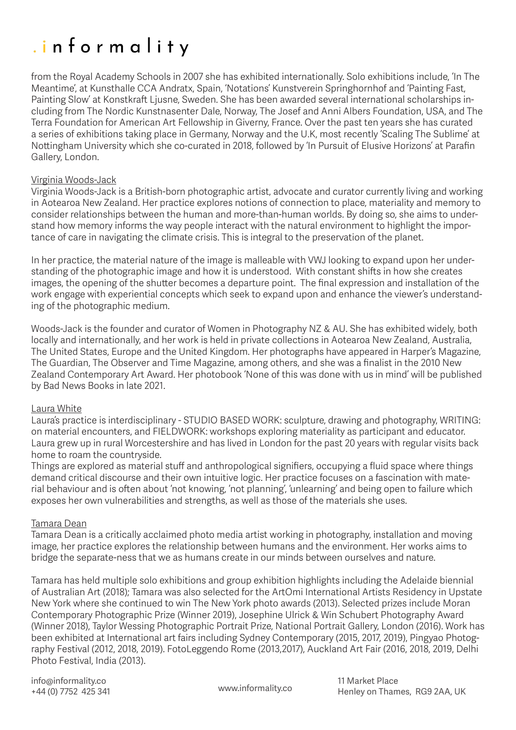from the Royal Academy Schools in 2007 she has exhibited internationally. Solo exhibitions include, 'In The Meantime', at Kunsthalle CCA Andratx, Spain, 'Notations' Kunstverein Springhornhof and 'Painting Fast, Painting Slow' at Konstkraft Ljusne, Sweden. She has been awarded several international scholarships including from The Nordic Kunstnasenter Dale, Norway, The Josef and Anni Albers Foundation, USA, and The Terra Foundation for American Art Fellowship in Giverny, France. Over the past ten years she has curated a series of exhibitions taking place in Germany, Norway and the U.K, most recently 'Scaling The Sublime' at Nottingham University which she co-curated in 2018, followed by 'In Pursuit of Elusive Horizons' at Parafin Gallery, London.

Virginia Woods-Jack

Virginia Woods-Jack is a British-born photographic artist, advocate and curator currently living and working in Aotearoa New Zealand. Her practice explores notions of connection to place, materiality and memory to consider relationships between the human and more-than-human worlds. By doing so, she aims to understand how memory informs the way people interact with the natural environment to highlight the importance of care in navigating the climate crisis. This is integral to the preservation of the planet.

In her practice, the material nature of the image is malleable with VWJ looking to expand upon her understanding of the photographic image and how it is understood. With constant shifts in how she creates images, the opening of the shutter becomes a departure point. The final expression and installation of the work engage with experiential concepts which seek to expand upon and enhance the viewer's understanding of the photographic medium.

Woods-Jack is the founder and curator of Women in Photography NZ & AU. She has exhibited widely, both locally and internationally, and her work is held in private collections in Aotearoa New Zealand, Australia, The United States, Europe and the United Kingdom. Her photographs have appeared in Harper's Magazine, The Guardian, The Observer and Time Magazine, among others, and she was a finalist in the 2010 New Zealand Contemporary Art Award. Her photobook 'None of this was done with us in mind' will be published by Bad News Books in late 2021.

Laura White

Laura's practice is interdisciplinary - STUDIO BASED WORK: sculpture, drawing and photography, WRITING: on material encounters, and FIELDWORK: workshops exploring materiality as participant and educator. Laura grew up in rural Worcestershire and has lived in London for the past 20 years with regular visits back home to roam the countryside.
Things are explored as material stuff and anthropological signifiers, occupying a fluid space where things demand critical discourse and their own intuitive logic. Her practice focuses on a fascination with material behaviour and is often about 'not knowing, 'not planning', 'unlearning' and being open to failure which exposes her own vulnerabilities and strengths, as well as those of the materials she uses.

Tamara Dean

Tamara Dean is a critically acclaimed photo media artist working in photography, installation and moving image, her practice explores the relationship between humans and the environment. Her works aims to bridge the separate-ness that we as humans create in our minds between ourselves and nature.

Tamara has held multiple solo exhibitions and group exhibition highlights including the Adelaide biennial of Australian Art (2018); Tamara was also selected for the ArtOmi International Artists Residency in Upstate New York where she continued to win The New York photo awards (2013). Selected prizes include Moran Contemporary Photographic Prize (Winner 2019), Josephine Ulrick & Win Schubert Photography Award (Winner 2018), Taylor Wessing Photographic Portrait Prize, National Portrait Gallery, London (2016). Work has been exhibited at International art fairs including Sydney Contemporary (2015, 2017, 2019), Pingyao Photography Festival (2012, 2018, 2019). FotoLeggendo Rome (2013,2017), Auckland Art Fair (2016, 2018, 2019, Delhi Photo Festival, India (2013).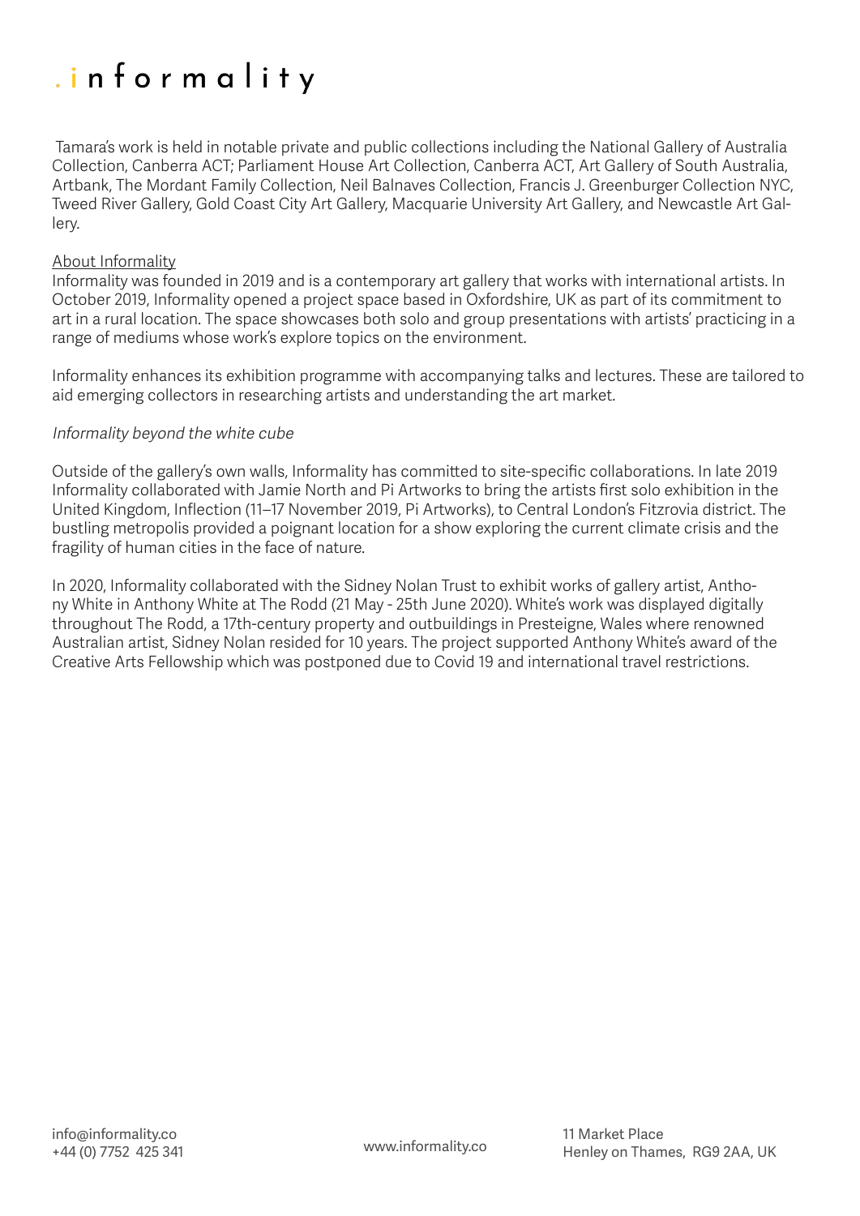Tamara's work is held in notable private and public collections including the National Gallery of Australia Collection, Canberra ACT; Parliament House Art Collection, Canberra ACT, Art Gallery of South Australia, Artbank, The Mordant Family Collection, Neil Balnaves Collection, Francis J. Greenburger Collection NYC, Tweed River Gallery, Gold Coast City Art Gallery, Macquarie University Art Gallery, and Newcastle Art Gallery.

About Informality

Informality was founded in 2019 and is a contemporary art gallery that works with international artists. In October 2019, Informality opened a project space based in Oxfordshire, UK as part of its commitment to art in a rural location. The space showcases both solo and group presentations with artists' practicing in a range of mediums whose work's explore topics on the environment.

Informality enhances its exhibition programme with accompanying talks and lectures. These are tailored to aid emerging collectors in researching artists and understanding the art market.

*Informality beyond the white cube*

Outside of the gallery's own walls, Informality has committed to site-specific collaborations. In late 2019 Informality collaborated with Jamie North and Pi Artworks to bring the artists first solo exhibition in the United Kingdom, Inflection (11–17 November 2019, Pi Artworks), to Central London's Fitzrovia district. The bustling metropolis provided a poignant location for a show exploring the current climate crisis and the fragility of human cities in the face of nature.

In 2020, Informality collaborated with the Sidney Nolan Trust to exhibit works of gallery artist, Anthony White in Anthony White at The Rodd (21 May - 25th June 2020). White's work was displayed digitally throughout The Rodd, a 17th-century property and outbuildings in Presteigne, Wales where renowned Australian artist, Sidney Nolan resided for 10 years. The project supported Anthony White's award of the Creative Arts Fellowship which was postponed due to Covid 19 and international travel restrictions.